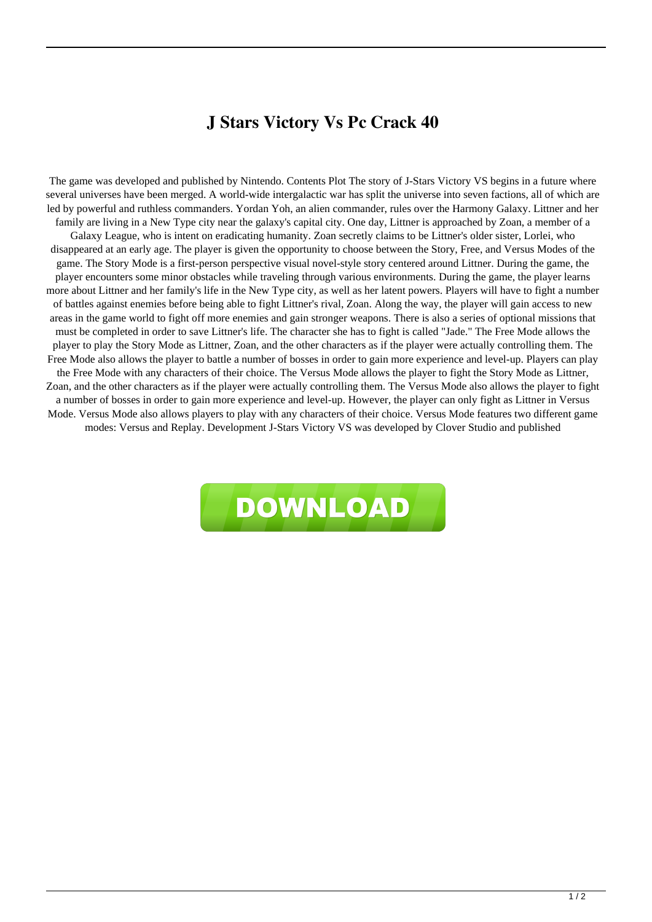# J Stars Victory Vs Pc Crack 40

The game was developed and published by Nintendo. Contents Plot The story of J-Stars Victory VS begins in a future where several universes have been merged. A world-wide intergalactic war has split the universe into seven factions, all of which are led by powerful and ruthless commanders. Yordan Yoh, an alien commander, rules over the Harmony Galaxy. Littner and her family are living in a New Type city near the galaxy's capital city. One day, Littner is approached by Zoan, a member of a Galaxy League, who is intent on eradicating humanity. Zoan secretly claims to be Littner's older sister, Lorlei, who disappeared at an early age. The player is given the opportunity to choose between the Story, Free, and Versus Modes of the game. The Story Mode is a first-person perspective visual novel-style story centered around Littner. During the game, the player encounters some minor obstacles while traveling through various environments. During the game, the player learns more about Littner and her family's life in the New Type city, as well as her latent powers. Players will have to fight a number of battles against enemies before being able to fight Littner's rival, Zoan. Along the way, the player will gain access to new areas in the game world to fight off more enemies and gain stronger weapons. There is also a series of optional missions that must be completed in order to save Littner's life. The character she has to fight is called "Jade." The Free Mode allows the player to play the Story Mode as Littner, Zoan, and the other characters as if the player were actually controlling them. The Free Mode also allows the player to battle a number of bosses in order to gain more experience and level-up. Players can play the Free Mode with any characters of their choice. The Versus Mode allows the player to fight the Story Mode as Littner, Zoan, and the other characters as if the player were actually controlling them. The Versus Mode also allows the player to fight a number of bosses in order to gain more experience and level-up. However, the player can only fight as Littner in Versus Mode. Versus Mode also allows players to play with any characters of their choice. Versus Mode features two different game modes: Versus and Replay. Development J-Stars Victory VS was developed by Clover Studio and published

DOWNLOAD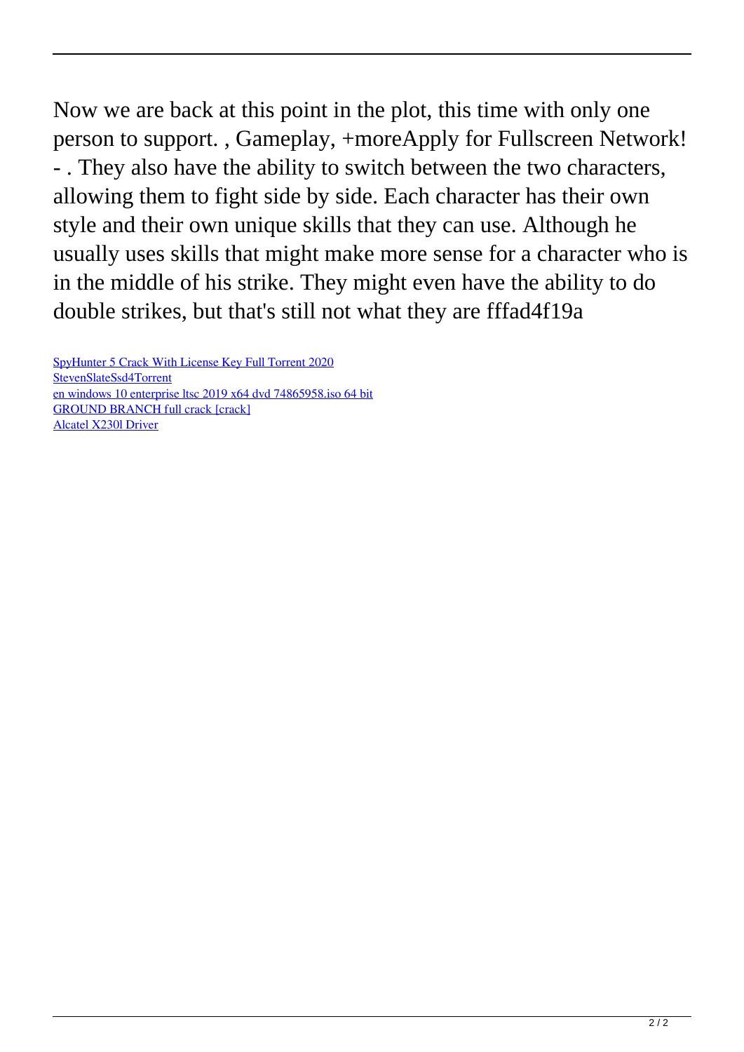Now we are back at this point in the plot, this time with only one person to support. , Gameplay, +moreApply for Fullscreen Network! - . They also have the ability to switch between the two characters, allowing them to fight side by side. Each character has their own style and their own unique skills that they can use. Although he usually uses skills that might make more sense for a character who is in the middle of his strike. They might even have the ability to do double strikes, but that's still not what they are fffad4f19a

SpyHunter 5 Crack With License Key Full Torrent 2020
StevenSlateSsd4Torrent
en windows 10 enterprise ltsc 2019 x64 dvd 74865958.iso 64 bit
GROUND BRANCH full crack [crack]
Alcatel X230l Driver